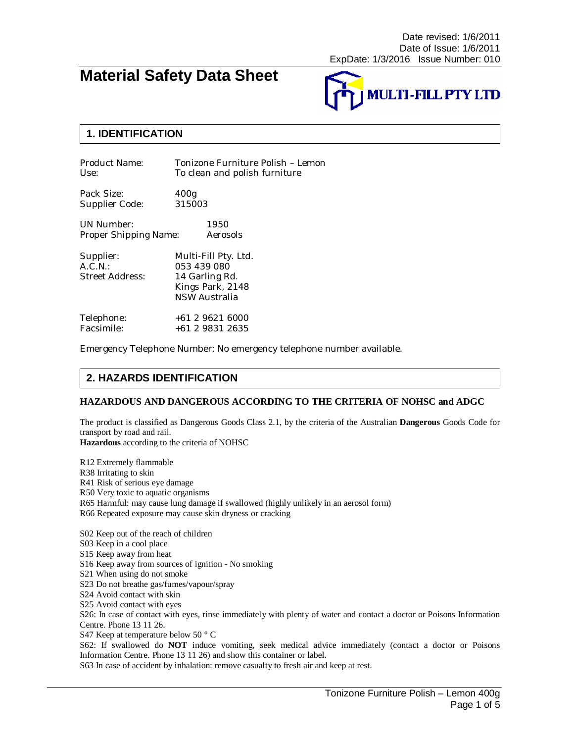Date revised: 1/6/2011
Date of Issue: 1/6/2011
ExpDate: 1/3/2016 Issue Number: 010

# Material Safety Data Sheet

MULTI-FILL PTY LTD

## 1. IDENTIFICATION

Product Name: Tonizone Furniture Polish – Lemon
Use: To clean and polish furniture

Pack Size: 400g
Supplier Code: 315003

UN Number: 1950
Proper Shipping Name: Aerosols

Supplier: Multi-Fill Pty. Ltd.
A.C.N.: 053 439 080
Street Address: 14 Garling Rd.
Kings Park, 2148
NSW Australia

Telephone: +61 2 9621 6000
Facsimile: +61 2 9831 2635

Emergency Telephone Number: No emergency telephone number available.

## 2. HAZARDS IDENTIFICATION

**HAZARDOUS AND DANGEROUS ACCORDING TO THE CRITERIA OF NOHSC and ADGC**

The product is classified as Dangerous Goods Class 2.1, by the criteria of the Australian **Dangerous** Goods Code for transport by road and rail.
**Hazardous** according to the criteria of NOHSC

R12 Extremely flammable
R38 Irritating to skin
R41 Risk of serious eye damage
R50 Very toxic to aquatic organisms
R65 Harmful: may cause lung damage if swallowed (highly unlikely in an aerosol form)
R66 Repeated exposure may cause skin dryness or cracking

S02 Keep out of the reach of children
S03 Keep in a cool place
S15 Keep away from heat
S16 Keep away from sources of ignition - No smoking
S21 When using do not smoke
S23 Do not breathe gas/fumes/vapour/spray
S24 Avoid contact with skin
S25 Avoid contact with eyes
S26: In case of contact with eyes, rinse immediately with plenty of water and contact a doctor or Poisons Information Centre. Phone 13 11 26.
S47 Keep at temperature below 50 ° C
S62: If swallowed do **NOT** induce vomiting, seek medical advice immediately (contact a doctor or Poisons Information Centre. Phone 13 11 26) and show this container or label.
S63 In case of accident by inhalation: remove casualty to fresh air and keep at rest.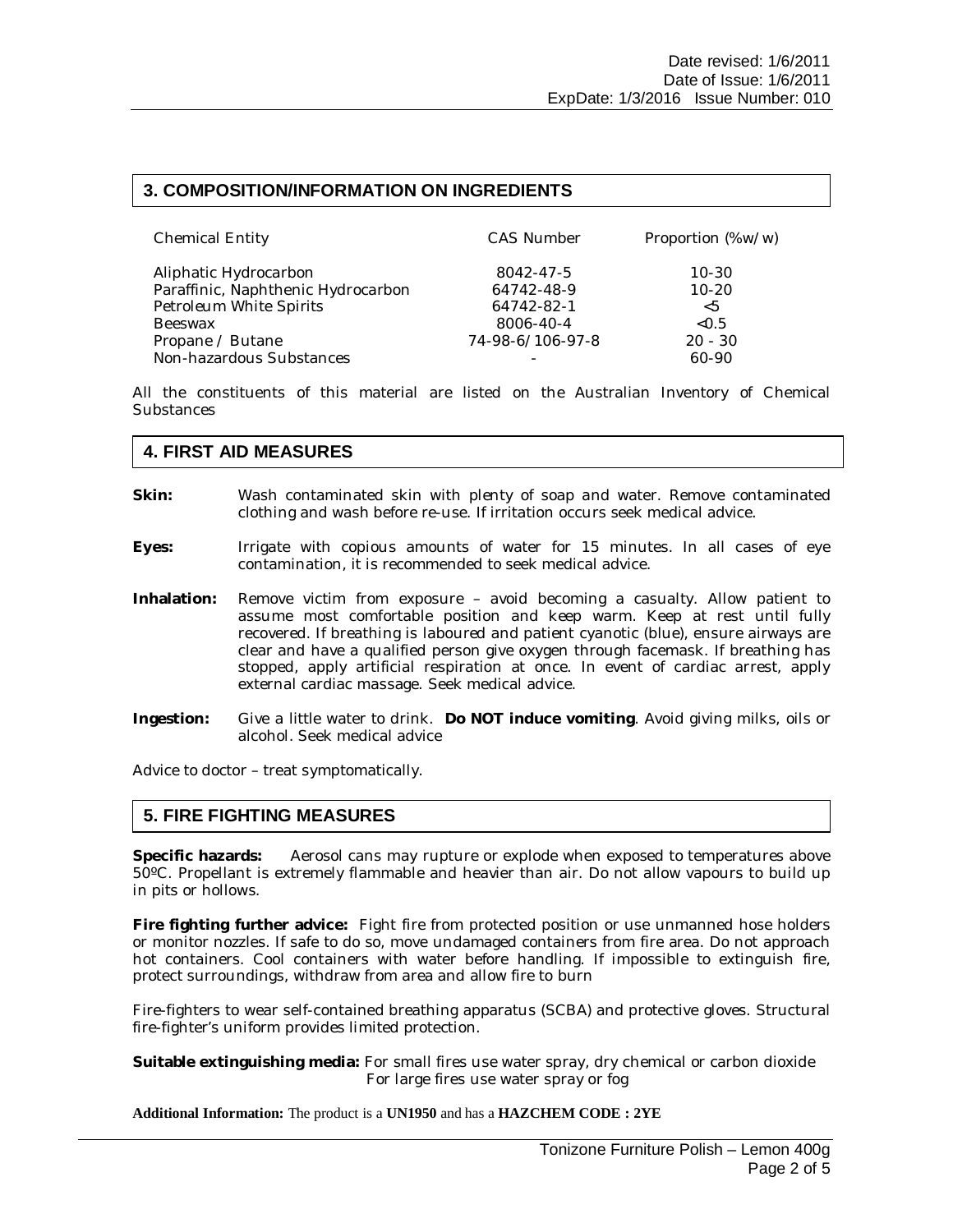## 3. COMPOSITION/INFORMATION ON INGREDIENTS

| Chemical Entity | CAS Number | Proportion (%w/w) |
|---|---|---|
| Aliphatic Hydrocarbon | 8042-47-5 | 10-30 |
| Paraffinic, Naphthenic Hydrocarbon | 64742-48-9 | 10-20 |
| Petroleum White Spirits | 64742-82-1 | <5 |
| Beeswax | 8006-40-4 | <0.5 |
| Propane / Butane | 74-98-6/106-97-8 | 20 - 30 |
| Non-hazardous Substances | - | 60-90 |

All the constituents of this material are listed on the Australian Inventory of Chemical Substances

## 4. FIRST AID MEASURES

**Skin:** Wash contaminated skin with plenty of soap and water. Remove contaminated clothing and wash before re-use. If irritation occurs seek medical advice.

**Eyes:** Irrigate with copious amounts of water for 15 minutes. In all cases of eye contamination, it is recommended to seek medical advice.

**Inhalation:** Remove victim from exposure – avoid becoming a casualty. Allow patient to assume most comfortable position and keep warm. Keep at rest until fully recovered. If breathing is laboured and patient cyanotic (blue), ensure airways are clear and have a qualified person give oxygen through facemask. If breathing has stopped, apply artificial respiration at once. In event of cardiac arrest, apply external cardiac massage. Seek medical advice.

**Ingestion:** Give a little water to drink. **Do NOT induce vomiting**. Avoid giving milks, oils or alcohol. Seek medical advice

Advice to doctor – treat symptomatically.

## 5. FIRE FIGHTING MEASURES

**Specific hazards:** Aerosol cans may rupture or explode when exposed to temperatures above 50ºC. Propellant is extremely flammable and heavier than air. Do not allow vapours to build up in pits or hollows.

**Fire fighting further advice:** Fight fire from protected position or use unmanned hose holders or monitor nozzles. If safe to do so, move undamaged containers from fire area. Do not approach hot containers. Cool containers with water before handling. If impossible to extinguish fire, protect surroundings, withdraw from area and allow fire to burn

Fire-fighters to wear self-contained breathing apparatus (SCBA) and protective gloves. Structural fire-fighter's uniform provides limited protection.

**Suitable extinguishing media:** For small fires use water spray, dry chemical or carbon dioxide
For large fires use water spray or fog

**Additional Information:** The product is a **UN1950** and has a **HAZCHEM CODE : 2YE**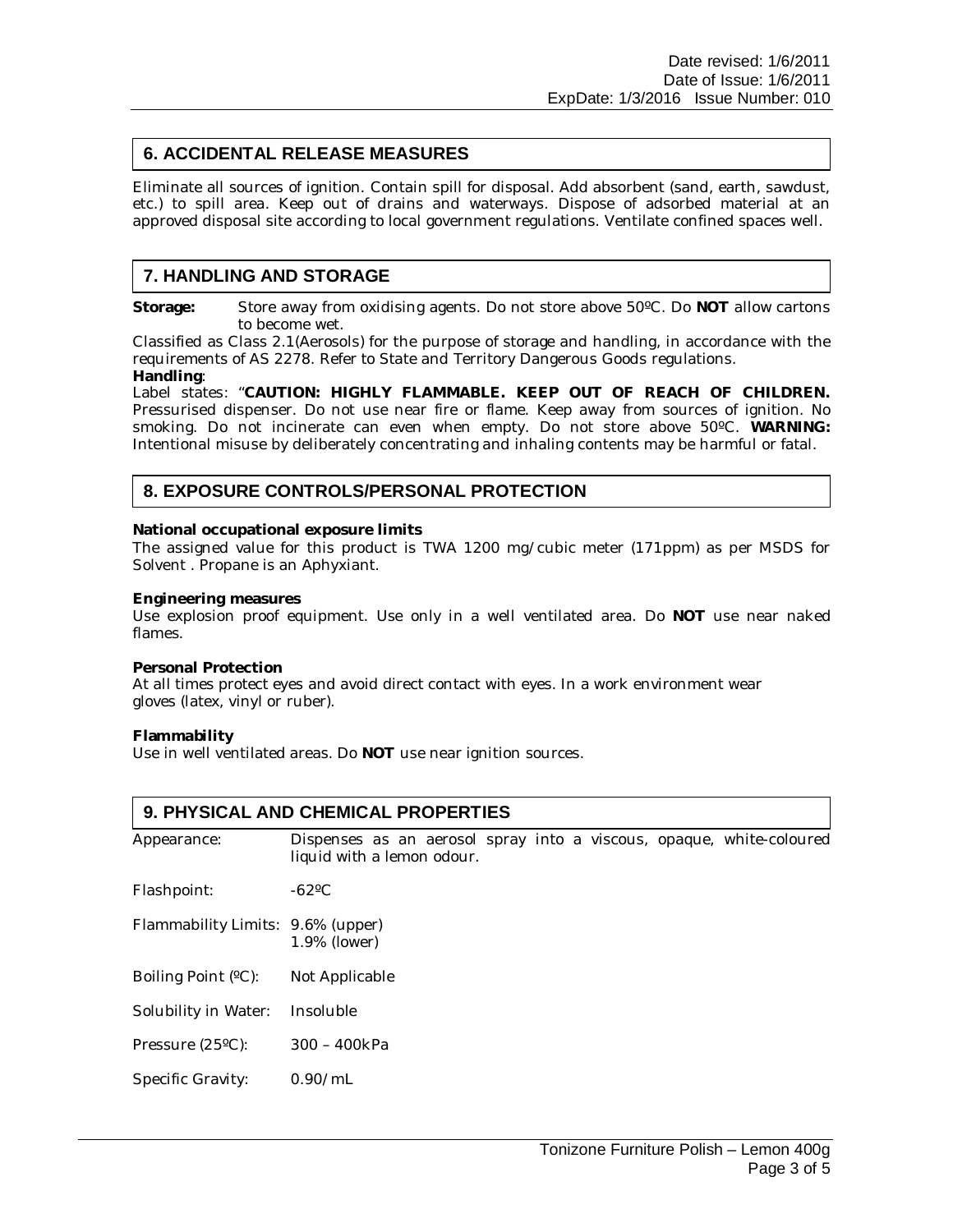## 6. ACCIDENTAL RELEASE MEASURES

Eliminate all sources of ignition. Contain spill for disposal. Add absorbent (sand, earth, sawdust, etc.) to spill area. Keep out of drains and waterways. Dispose of adsorbed material at an approved disposal site according to local government regulations. Ventilate confined spaces well.

## 7. HANDLING AND STORAGE

**Storage:** Store away from oxidising agents. Do not store above 50ºC. Do **NOT** allow cartons to become wet.

Classified as Class 2.1(Aerosols) for the purpose of storage and handling, in accordance with the requirements of AS 2278. Refer to State and Territory Dangerous Goods regulations.

**Handling**:

Label states: "**CAUTION: HIGHLY FLAMMABLE. KEEP OUT OF REACH OF CHILDREN.** Pressurised dispenser. Do not use near fire or flame. Keep away from sources of ignition. No smoking. Do not incinerate can even when empty. Do not store above 50ºC. **WARNING:** Intentional misuse by deliberately concentrating and inhaling contents may be harmful or fatal.

## 8. EXPOSURE CONTROLS/PERSONAL PROTECTION

**National occupational exposure limits**

The assigned value for this product is TWA 1200 mg/cubic meter (171ppm) as per MSDS for Solvent . Propane is an Aphyxiant.

**Engineering measures**

Use explosion proof equipment. Use only in a well ventilated area. Do **NOT** use near naked flames.

**Personal Protection**

At all times protect eyes and avoid direct contact with eyes. In a work environment wear gloves (latex, vinyl or ruber).

**Flammability**

Use in well ventilated areas. Do **NOT** use near ignition sources.

## 9. PHYSICAL AND CHEMICAL PROPERTIES

| | |
|---|---|
| Appearance: | Dispenses as an aerosol spray into a viscous, opaque, white-coloured liquid with a lemon odour. |
| Flashpoint: | -62ºC |
| Flammability Limits: | 9.6% (upper)<br>1.9% (lower) |
| Boiling Point (ºC): | Not Applicable |
| Solubility in Water: | Insoluble |
| Pressure (25ºC): | 300 – 400kPa |
| Specific Gravity: | 0.90/mL |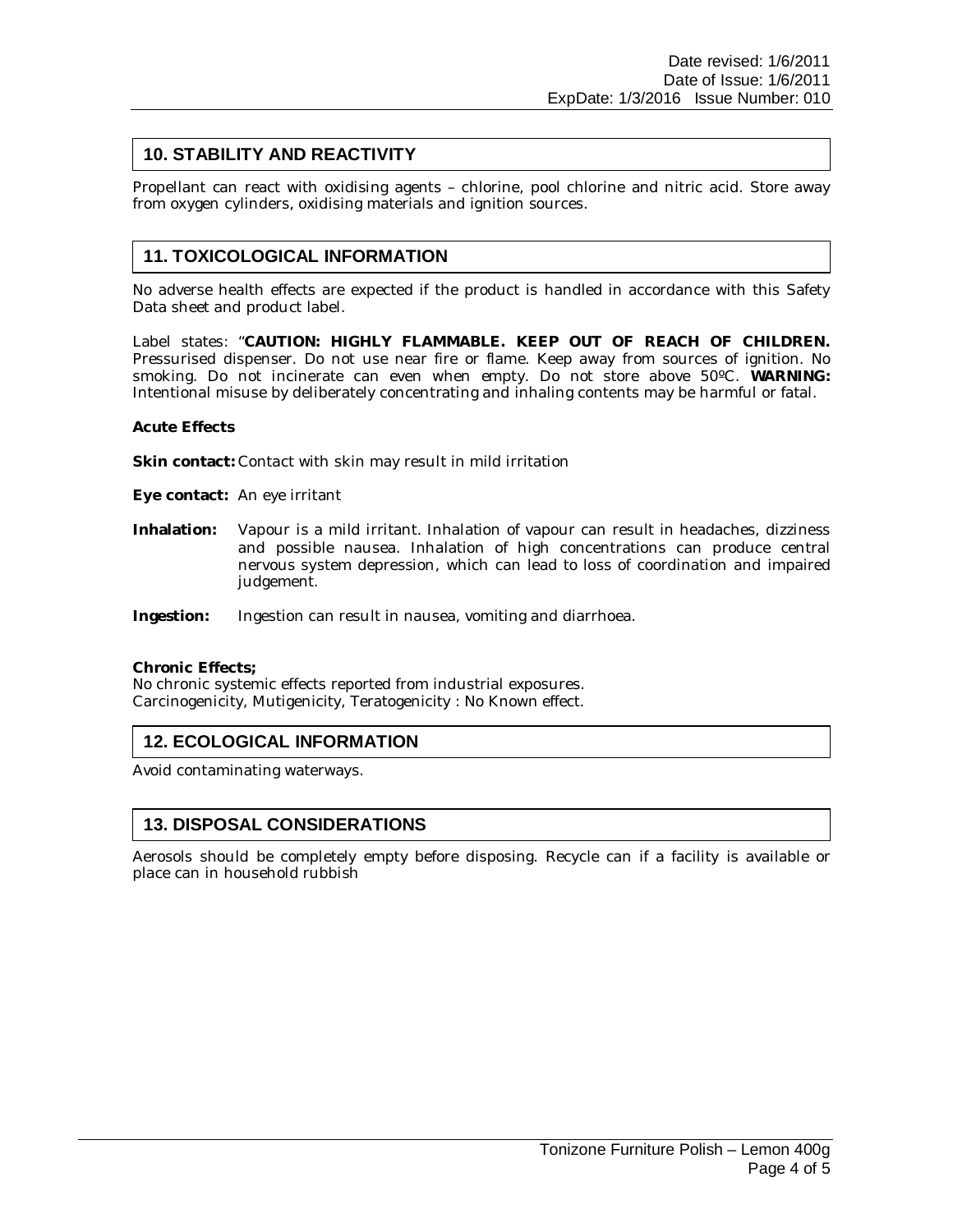## 10. STABILITY AND REACTIVITY

Propellant can react with oxidising agents – chlorine, pool chlorine and nitric acid. Store away from oxygen cylinders, oxidising materials and ignition sources.

## 11. TOXICOLOGICAL INFORMATION

No adverse health effects are expected if the product is handled in accordance with this Safety Data sheet and product label.

Label states: "**CAUTION: HIGHLY FLAMMABLE. KEEP OUT OF REACH OF CHILDREN.** Pressurised dispenser. Do not use near fire or flame. Keep away from sources of ignition. No smoking. Do not incinerate can even when empty. Do not store above 50ºC. **WARNING:** Intentional misuse by deliberately concentrating and inhaling contents may be harmful or fatal.

**Acute Effects**

**Skin contact:** Contact with skin may result in mild irritation

**Eye contact:** An eye irritant

**Inhalation:** Vapour is a mild irritant. Inhalation of vapour can result in headaches, dizziness and possible nausea. Inhalation of high concentrations can produce central nervous system depression, which can lead to loss of coordination and impaired judgement.

**Ingestion:** Ingestion can result in nausea, vomiting and diarrhoea.

**Chronic Effects;**
No chronic systemic effects reported from industrial exposures.
Carcinogenicity, Mutigenicity, Teratogenicity : No Known effect.

## 12. ECOLOGICAL INFORMATION

Avoid contaminating waterways.

## 13. DISPOSAL CONSIDERATIONS

Aerosols should be completely empty before disposing. Recycle can if a facility is available or place can in household rubbish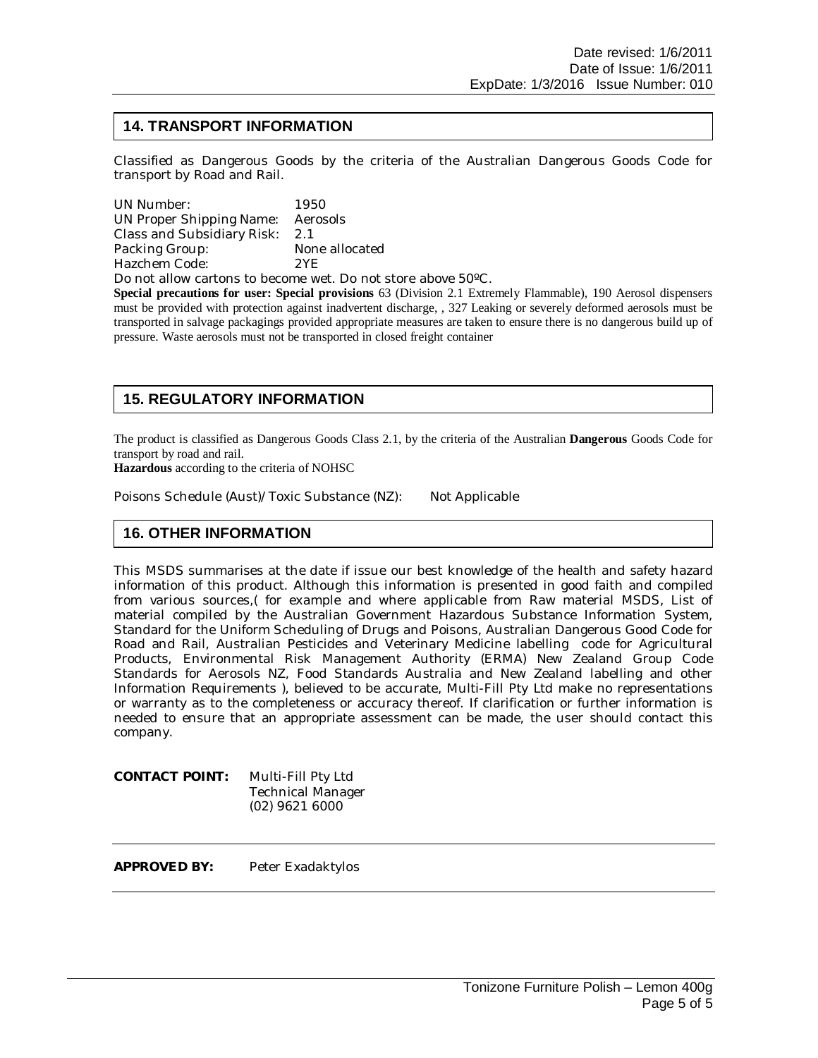## 14. TRANSPORT INFORMATION

Classified as Dangerous Goods by the criteria of the Australian Dangerous Goods Code for transport by Road and Rail.

| | |
|---|---|
| UN Number: | 1950 |
| UN Proper Shipping Name: | Aerosols |
| Class and Subsidiary Risk: | 2.1 |
| Packing Group: | None allocated |
| Hazchem Code: | 2YE |

Do not allow cartons to become wet. Do not store above 50ºC.

**Special precautions for user: Special provisions** 63 (Division 2.1 Extremely Flammable), 190 Aerosol dispensers must be provided with protection against inadvertent discharge, , 327 Leaking or severely deformed aerosols must be transported in salvage packagings provided appropriate measures are taken to ensure there is no dangerous build up of pressure. Waste aerosols must not be transported in closed freight container

## 15. REGULATORY INFORMATION

The product is classified as Dangerous Goods Class 2.1, by the criteria of the Australian **Dangerous** Goods Code for transport by road and rail.
**Hazardous** according to the criteria of NOHSC

Poisons Schedule (Aust)/ Toxic Substance (NZ): Not Applicable

## 16. OTHER INFORMATION

This MSDS summarises at the date if issue our best knowledge of the health and safety hazard information of this product. Although this information is presented in good faith and compiled from various sources,( for example and where applicable from Raw material MSDS, List of material compiled by the Australian Government Hazardous Substance Information System, Standard for the Uniform Scheduling of Drugs and Poisons, Australian Dangerous Good Code for Road and Rail, Australian Pesticides and Veterinary Medicine labelling code for Agricultural Products, Environmental Risk Management Authority (ERMA) New Zealand Group Code Standards for Aerosols NZ, Food Standards Australia and New Zealand labelling and other Information Requirements ), believed to be accurate, Multi-Fill Pty Ltd make no representations or warranty as to the completeness or accuracy thereof. If clarification or further information is needed to ensure that an appropriate assessment can be made, the user should contact this company.

**CONTACT POINT:** Multi-Fill Pty Ltd
Technical Manager
(02) 9621 6000

**APPROVED BY:** Peter Exadaktylos